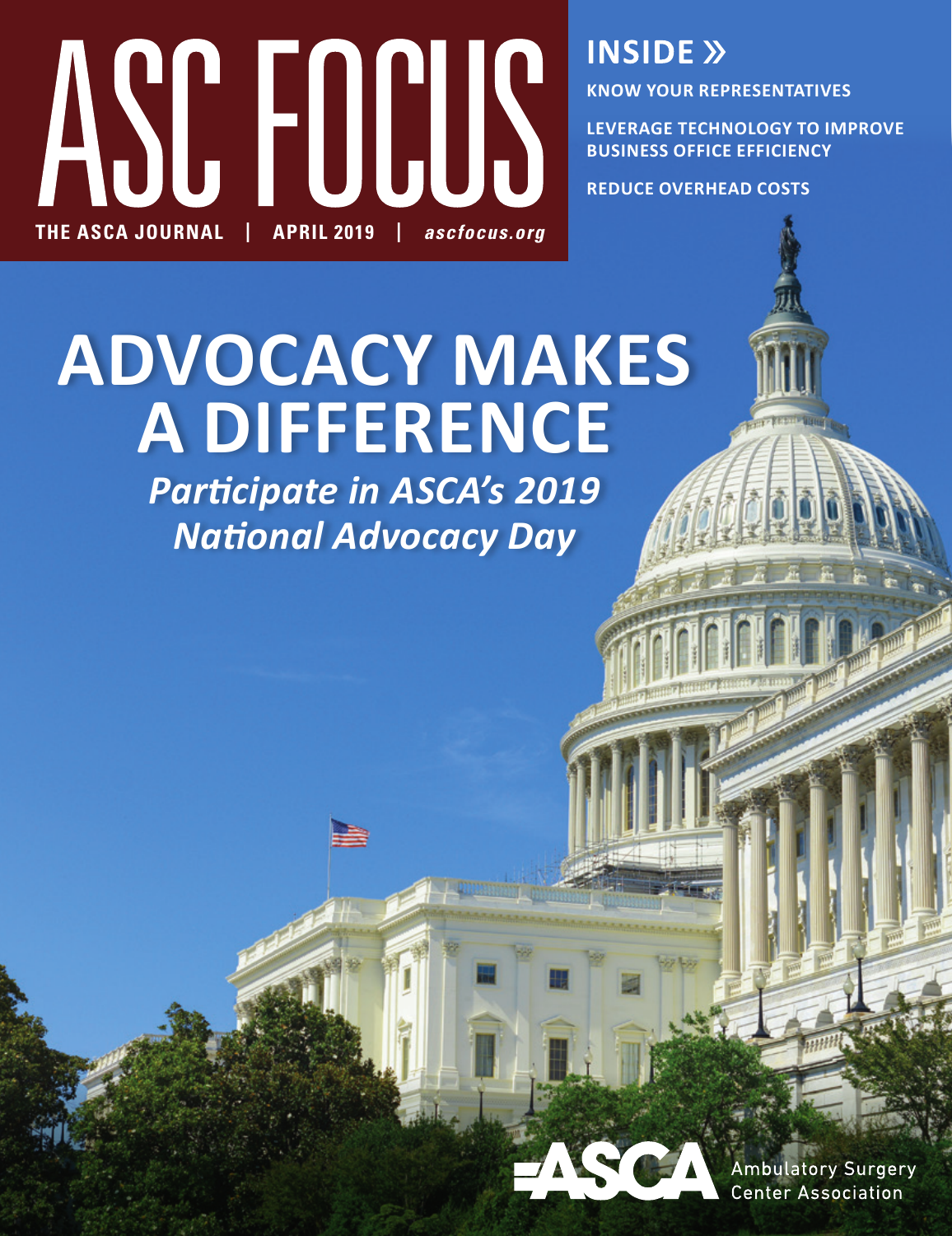# ASC FOCUS

THE ASCA JOURNAL | APRIL 2019 | *ascfocus.org*

## INSIDE »

**KNOW YOUR REPRESENTATIVES**

**LEVERAGE TECHNOLOGY TO IMPROVE BUSINESS OFFICE EFFICIENCY**

**REDUCE OVERHEAD COSTS**

# ADVOCACY MAKES A DIFFERENCE

***Participate in ASCA's 2019 National Advocacy Day***

ASCA Ambulatory Surgery Center Association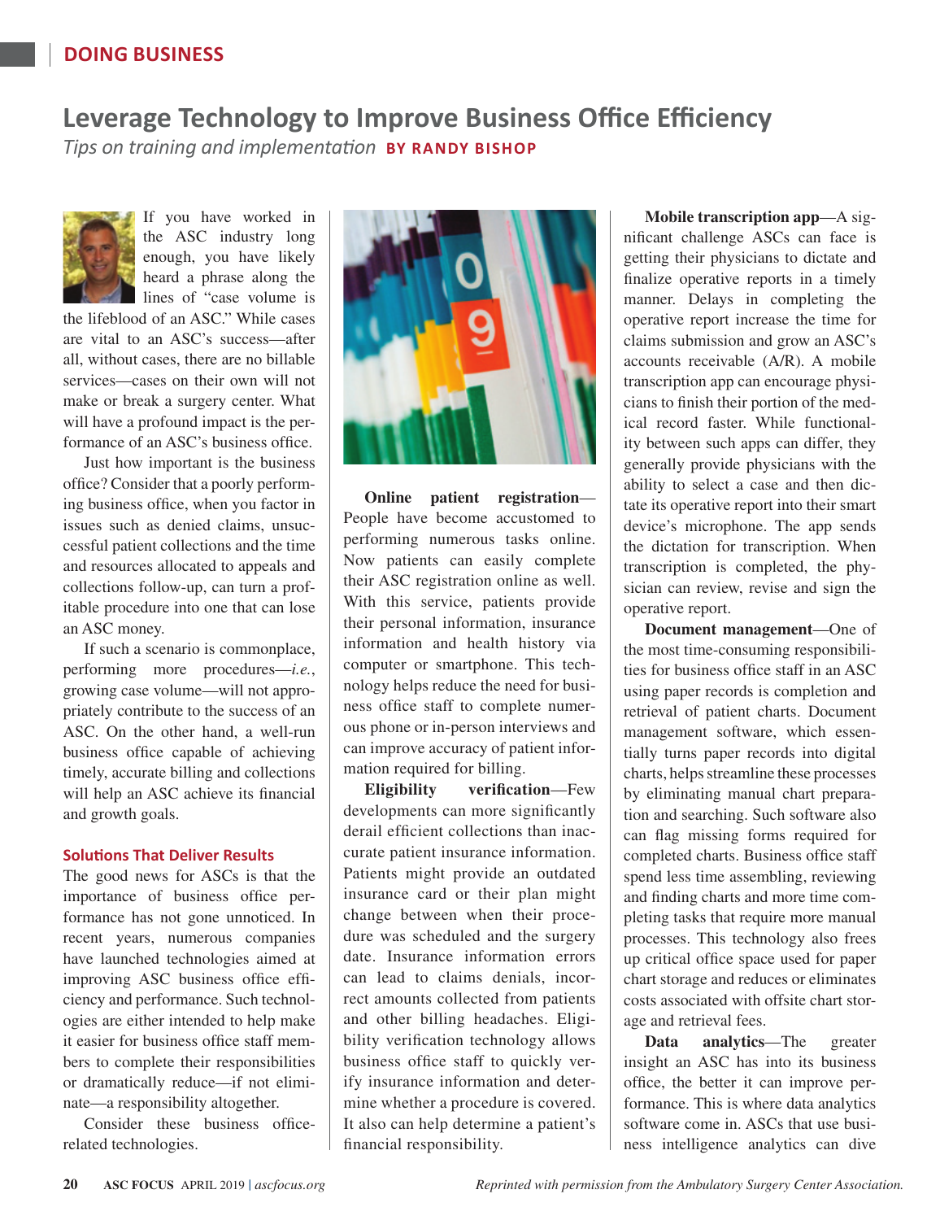# Leverage Technology to Improve Business Office Efficiency

*Tips on training and implementation* **BY RANDY BISHOP**

If you have worked in the ASC industry long enough, you have likely heard a phrase along the lines of "case volume is the lifeblood of an ASC." While cases are vital to an ASC's success—after all, without cases, there are no billable services—cases on their own will not make or break a surgery center. What will have a profound impact is the performance of an ASC's business office.

Just how important is the business office? Consider that a poorly performing business office, when you factor in issues such as denied claims, unsuccessful patient collections and the time and resources allocated to appeals and collections follow-up, can turn a profitable procedure into one that can lose an ASC money.

If such a scenario is commonplace, performing more procedures—*i.e.*, growing case volume—will not appropriately contribute to the success of an ASC. On the other hand, a well-run business office capable of achieving timely, accurate billing and collections will help an ASC achieve its financial and growth goals.

## Solutions That Deliver Results

The good news for ASCs is that the importance of business office performance has not gone unnoticed. In recent years, numerous companies have launched technologies aimed at improving ASC business office efficiency and performance. Such technologies are either intended to help make it easier for business office staff members to complete their responsibilities or dramatically reduce—if not eliminate—a responsibility altogether.

Consider these business office-related technologies.

**Online patient registration**—People have become accustomed to performing numerous tasks online. Now patients can easily complete their ASC registration online as well. With this service, patients provide their personal information, insurance information and health history via computer or smartphone. This technology helps reduce the need for business office staff to complete numerous phone or in-person interviews and can improve accuracy of patient information required for billing.

**Eligibility verification**—Few developments can more significantly derail efficient collections than inaccurate patient insurance information. Patients might provide an outdated insurance card or their plan might change between when their procedure was scheduled and the surgery date. Insurance information errors can lead to claims denials, incorrect amounts collected from patients and other billing headaches. Eligibility verification technology allows business office staff to quickly verify insurance information and determine whether a procedure is covered. It also can help determine a patient's financial responsibility.

**Mobile transcription app**—A significant challenge ASCs can face is getting their physicians to dictate and finalize operative reports in a timely manner. Delays in completing the operative report increase the time for claims submission and grow an ASC's accounts receivable (A/R). A mobile transcription app can encourage physicians to finish their portion of the medical record faster. While functionality between such apps can differ, they generally provide physicians with the ability to select a case and then dictate its operative report into their smart device's microphone. The app sends the dictation for transcription. When transcription is completed, the physician can review, revise and sign the operative report.

**Document management**—One of the most time-consuming responsibilities for business office staff in an ASC using paper records is completion and retrieval of patient charts. Document management software, which essentially turns paper records into digital charts, helps streamline these processes by eliminating manual chart preparation and searching. Such software also can flag missing forms required for completed charts. Business office staff spend less time assembling, reviewing and finding charts and more time completing tasks that require more manual processes. This technology also frees up critical office space used for paper chart storage and reduces or eliminates costs associated with offsite chart storage and retrieval fees.

**Data analytics**—The greater insight an ASC has into its business office, the better it can improve performance. This is where data analytics software come in. ASCs that use business intelligence analytics can dive

*Reprinted with permission from the Ambulatory Surgery Center Association.*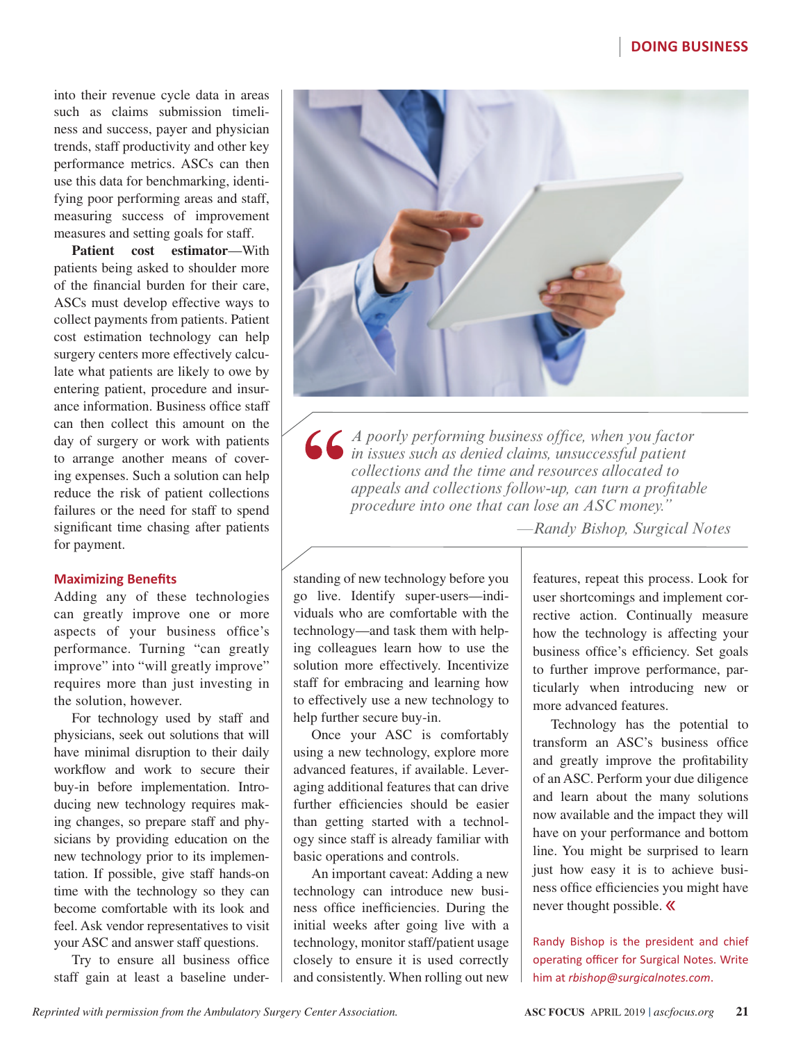into their revenue cycle data in areas such as claims submission timeliness and success, payer and physician trends, staff productivity and other key performance metrics. ASCs can then use this data for benchmarking, identifying poor performing areas and staff, measuring success of improvement measures and setting goals for staff.

**Patient cost estimator**—With patients being asked to shoulder more of the financial burden for their care, ASCs must develop effective ways to collect payments from patients. Patient cost estimation technology can help surgery centers more effectively calculate what patients are likely to owe by entering patient, procedure and insurance information. Business office staff can then collect this amount on the day of surgery or work with patients to arrange another means of covering expenses. Such a solution can help reduce the risk of patient collections failures or the need for staff to spend significant time chasing after patients for payment.

> *"A poorly performing business office, when you factor in issues such as denied claims, unsuccessful patient collections and the time and resources allocated to appeals and collections follow-up, can turn a profitable procedure into one that can lose an ASC money."*
>
> *—Randy Bishop, Surgical Notes*

## Maximizing Benefits

Adding any of these technologies can greatly improve one or more aspects of your business office's performance. Turning "can greatly improve" into "will greatly improve" requires more than just investing in the solution, however.

For technology used by staff and physicians, seek out solutions that will have minimal disruption to their daily workflow and work to secure their buy-in before implementation. Introducing new technology requires making changes, so prepare staff and physicians by providing education on the new technology prior to its implementation. If possible, give staff hands-on time with the technology so they can become comfortable with its look and feel. Ask vendor representatives to visit your ASC and answer staff questions.

Try to ensure all business office staff gain at least a baseline understanding of new technology before you go live. Identify super-users—individuals who are comfortable with the technology—and task them with helping colleagues learn how to use the solution more effectively. Incentivize staff for embracing and learning how to effectively use a new technology to help further secure buy-in.

Once your ASC is comfortably using a new technology, explore more advanced features, if available. Leveraging additional features that can drive further efficiencies should be easier than getting started with a technology since staff is already familiar with basic operations and controls.

An important caveat: Adding a new technology can introduce new business office inefficiencies. During the initial weeks after going live with a technology, monitor staff/patient usage closely to ensure it is used correctly and consistently. When rolling out new features, repeat this process. Look for user shortcomings and implement corrective action. Continually measure how the technology is affecting your business office's efficiency. Set goals to further improve performance, particularly when introducing new or more advanced features.

Technology has the potential to transform an ASC's business office and greatly improve the profitability of an ASC. Perform your due diligence and learn about the many solutions now available and the impact they will have on your performance and bottom line. You might be surprised to learn just how easy it is to achieve business office efficiencies you might have never thought possible. «

Randy Bishop is the president and chief operating officer for Surgical Notes. Write him at *rbishop@surgicalnotes.com*.

*Reprinted with permission from the Ambulatory Surgery Center Association.*